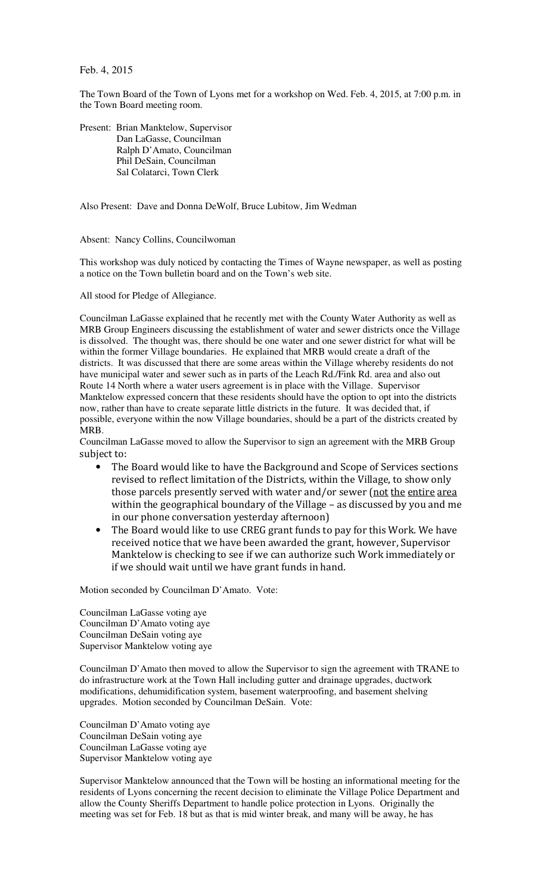Feb. 4, 2015

The Town Board of the Town of Lyons met for a workshop on Wed. Feb. 4, 2015, at 7:00 p.m. in the Town Board meeting room.

Present: Brian Manktelow, Supervisor
Dan LaGasse, Councilman
Ralph D'Amato, Councilman
Phil DeSain, Councilman
Sal Colatarci, Town Clerk

Also Present: Dave and Donna DeWolf, Bruce Lubitow, Jim Wedman

Absent: Nancy Collins, Councilwoman

This workshop was duly noticed by contacting the Times of Wayne newspaper, as well as posting a notice on the Town bulletin board and on the Town's web site.

All stood for Pledge of Allegiance.

Councilman LaGasse explained that he recently met with the County Water Authority as well as MRB Group Engineers discussing the establishment of water and sewer districts once the Village is dissolved. The thought was, there should be one water and one sewer district for what will be within the former Village boundaries. He explained that MRB would create a draft of the districts. It was discussed that there are some areas within the Village whereby residents do not have municipal water and sewer such as in parts of the Leach Rd./Fink Rd. area and also out Route 14 North where a water users agreement is in place with the Village. Supervisor Manktelow expressed concern that these residents should have the option to opt into the districts now, rather than have to create separate little districts in the future. It was decided that, if possible, everyone within the now Village boundaries, should be a part of the districts created by MRB.

Councilman LaGasse moved to allow the Supervisor to sign an agreement with the MRB Group subject to:

- The Board would like to have the Background and Scope of Services sections revised to reflect limitation of the Districts, within the Village, to show only those parcels presently served with water and/or sewer (not the entire area within the geographical boundary of the Village – as discussed by you and me in our phone conversation yesterday afternoon)
- The Board would like to use CREG grant funds to pay for this Work. We have received notice that we have been awarded the grant, however, Supervisor Manktelow is checking to see if we can authorize such Work immediately or if we should wait until we have grant funds in hand.

Motion seconded by Councilman D'Amato. Vote:

Councilman LaGasse voting aye
Councilman D'Amato voting aye
Councilman DeSain voting aye
Supervisor Manktelow voting aye

Councilman D'Amato then moved to allow the Supervisor to sign the agreement with TRANE to do infrastructure work at the Town Hall including gutter and drainage upgrades, ductwork modifications, dehumidification system, basement waterproofing, and basement shelving upgrades. Motion seconded by Councilman DeSain. Vote:

Councilman D'Amato voting aye
Councilman DeSain voting aye
Councilman LaGasse voting aye
Supervisor Manktelow voting aye

Supervisor Manktelow announced that the Town will be hosting an informational meeting for the residents of Lyons concerning the recent decision to eliminate the Village Police Department and allow the County Sheriffs Department to handle police protection in Lyons. Originally the meeting was set for Feb. 18 but as that is mid winter break, and many will be away, he has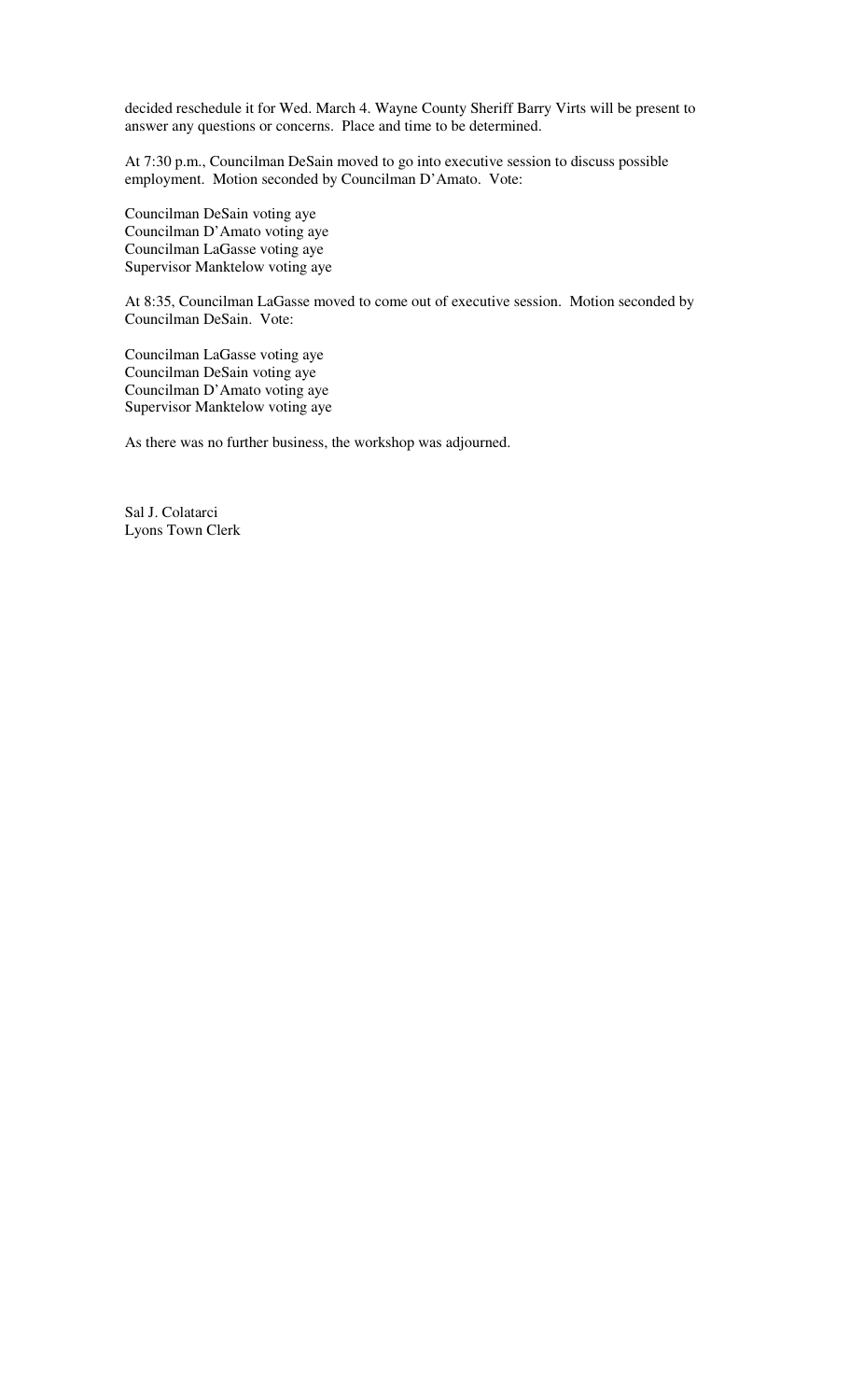decided reschedule it for Wed. March 4. Wayne County Sheriff Barry Virts will be present to answer any questions or concerns. Place and time to be determined.

At 7:30 p.m., Councilman DeSain moved to go into executive session to discuss possible employment. Motion seconded by Councilman D'Amato. Vote:

Councilman DeSain voting aye
Councilman D'Amato voting aye
Councilman LaGasse voting aye
Supervisor Manktelow voting aye

At 8:35, Councilman LaGasse moved to come out of executive session. Motion seconded by Councilman DeSain. Vote:

Councilman LaGasse voting aye
Councilman DeSain voting aye
Councilman D'Amato voting aye
Supervisor Manktelow voting aye

As there was no further business, the workshop was adjourned.

Sal J. Colatarci
Lyons Town Clerk